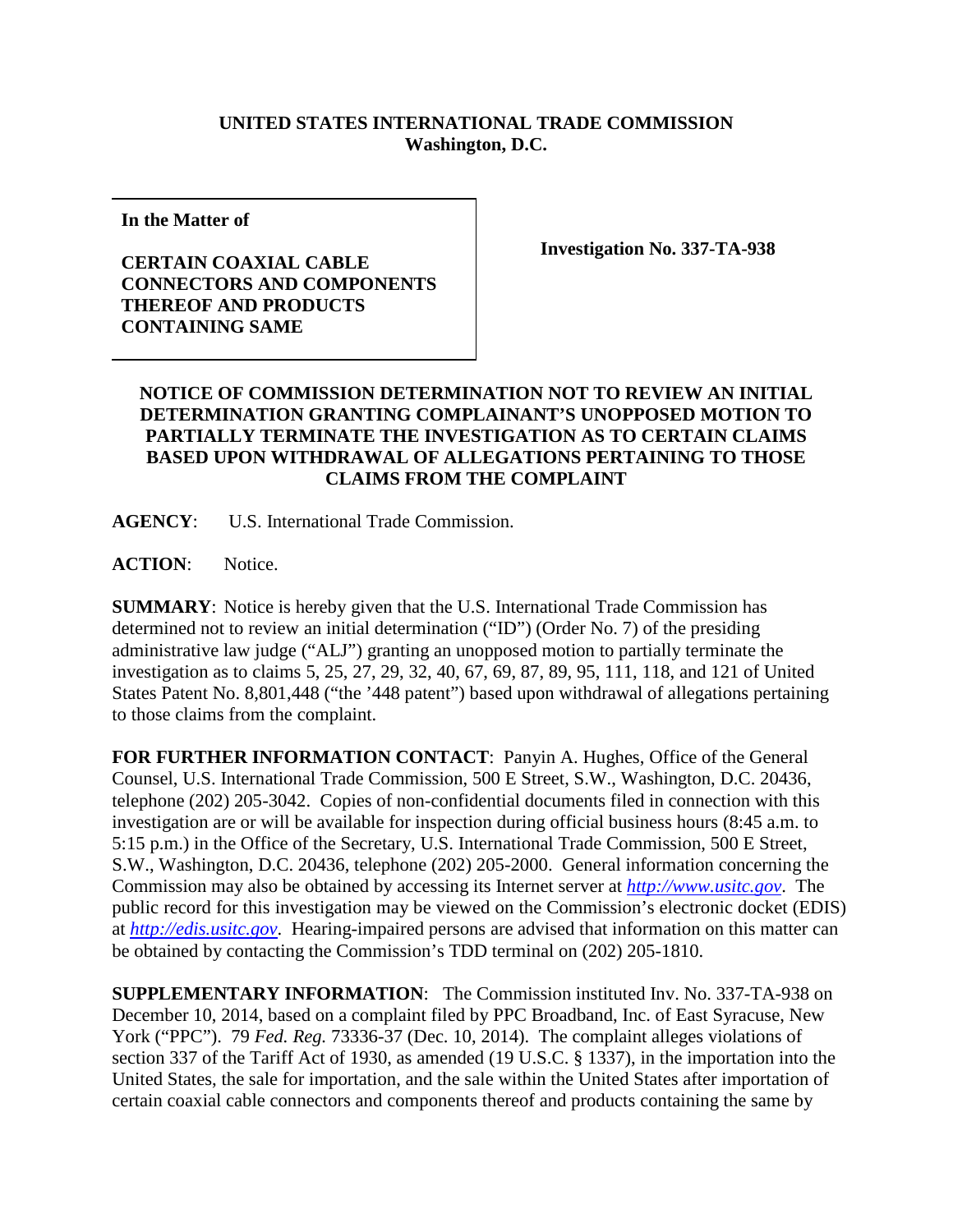**UNITED STATES INTERNATIONAL TRADE COMMISSION**
**Washington, D.C.**

| **In the Matter of**<br><br>**CERTAIN COAXIAL CABLE CONNECTORS AND COMPONENTS THEREOF AND PRODUCTS CONTAINING SAME** | **Investigation No. 337-TA-938** |
|---|---|

**NOTICE OF COMMISSION DETERMINATION NOT TO REVIEW AN INITIAL DETERMINATION GRANTING COMPLAINANT'S UNOPPOSED MOTION TO PARTIALLY TERMINATE THE INVESTIGATION AS TO CERTAIN CLAIMS BASED UPON WITHDRAWAL OF ALLEGATIONS PERTAINING TO THOSE CLAIMS FROM THE COMPLAINT**

**AGENCY**: U.S. International Trade Commission.

**ACTION**: Notice.

**SUMMARY**: Notice is hereby given that the U.S. International Trade Commission has determined not to review an initial determination ("ID") (Order No. 7) of the presiding administrative law judge ("ALJ") granting an unopposed motion to partially terminate the investigation as to claims 5, 25, 27, 29, 32, 40, 67, 69, 87, 89, 95, 111, 118, and 121 of United States Patent No. 8,801,448 ("the '448 patent") based upon withdrawal of allegations pertaining to those claims from the complaint.

**FOR FURTHER INFORMATION CONTACT**: Panyin A. Hughes, Office of the General Counsel, U.S. International Trade Commission, 500 E Street, S.W., Washington, D.C. 20436, telephone (202) 205-3042. Copies of non-confidential documents filed in connection with this investigation are or will be available for inspection during official business hours (8:45 a.m. to 5:15 p.m.) in the Office of the Secretary, U.S. International Trade Commission, 500 E Street, S.W., Washington, D.C. 20436, telephone (202) 205-2000. General information concerning the Commission may also be obtained by accessing its Internet server at *http://www.usitc.gov*. The public record for this investigation may be viewed on the Commission's electronic docket (EDIS) at *http://edis.usitc.gov*. Hearing-impaired persons are advised that information on this matter can be obtained by contacting the Commission's TDD terminal on (202) 205-1810.

**SUPPLEMENTARY INFORMATION**: The Commission instituted Inv. No. 337-TA-938 on December 10, 2014, based on a complaint filed by PPC Broadband, Inc. of East Syracuse, New York ("PPC"). 79 *Fed. Reg.* 73336-37 (Dec. 10, 2014). The complaint alleges violations of section 337 of the Tariff Act of 1930, as amended (19 U.S.C. § 1337), in the importation into the United States, the sale for importation, and the sale within the United States after importation of certain coaxial cable connectors and components thereof and products containing the same by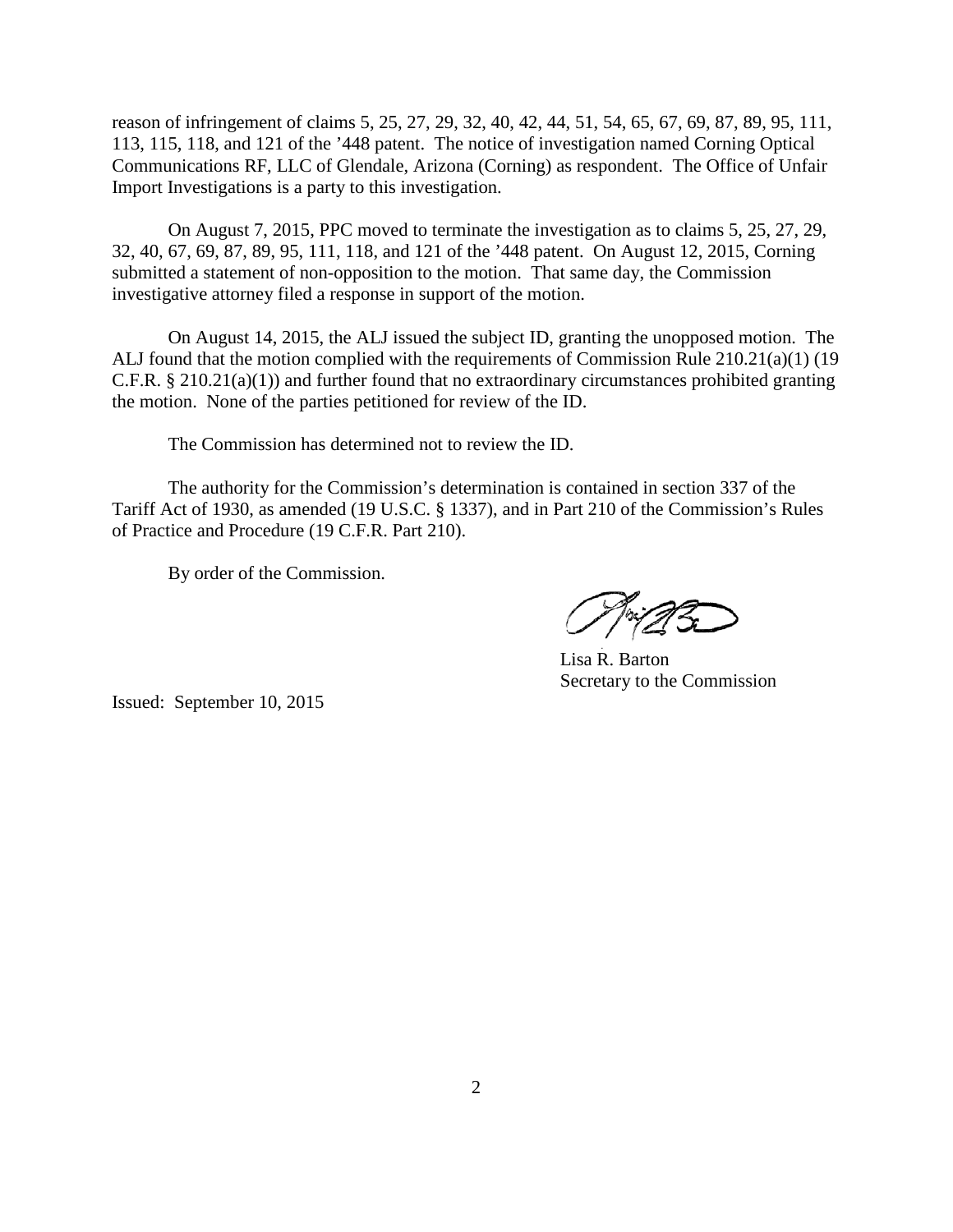reason of infringement of claims 5, 25, 27, 29, 32, 40, 42, 44, 51, 54, 65, 67, 69, 87, 89, 95, 111, 113, 115, 118, and 121 of the '448 patent. The notice of investigation named Corning Optical Communications RF, LLC of Glendale, Arizona (Corning) as respondent. The Office of Unfair Import Investigations is a party to this investigation.

On August 7, 2015, PPC moved to terminate the investigation as to claims 5, 25, 27, 29, 32, 40, 67, 69, 87, 89, 95, 111, 118, and 121 of the '448 patent. On August 12, 2015, Corning submitted a statement of non-opposition to the motion. That same day, the Commission investigative attorney filed a response in support of the motion.

On August 14, 2015, the ALJ issued the subject ID, granting the unopposed motion. The ALJ found that the motion complied with the requirements of Commission Rule 210.21(a)(1) (19 C.F.R. § 210.21(a)(1)) and further found that no extraordinary circumstances prohibited granting the motion. None of the parties petitioned for review of the ID.

The Commission has determined not to review the ID.

The authority for the Commission's determination is contained in section 337 of the Tariff Act of 1930, as amended (19 U.S.C. § 1337), and in Part 210 of the Commission's Rules of Practice and Procedure (19 C.F.R. Part 210).

By order of the Commission.

Lisa R. Barton
Secretary to the Commission

Issued: September 10, 2015